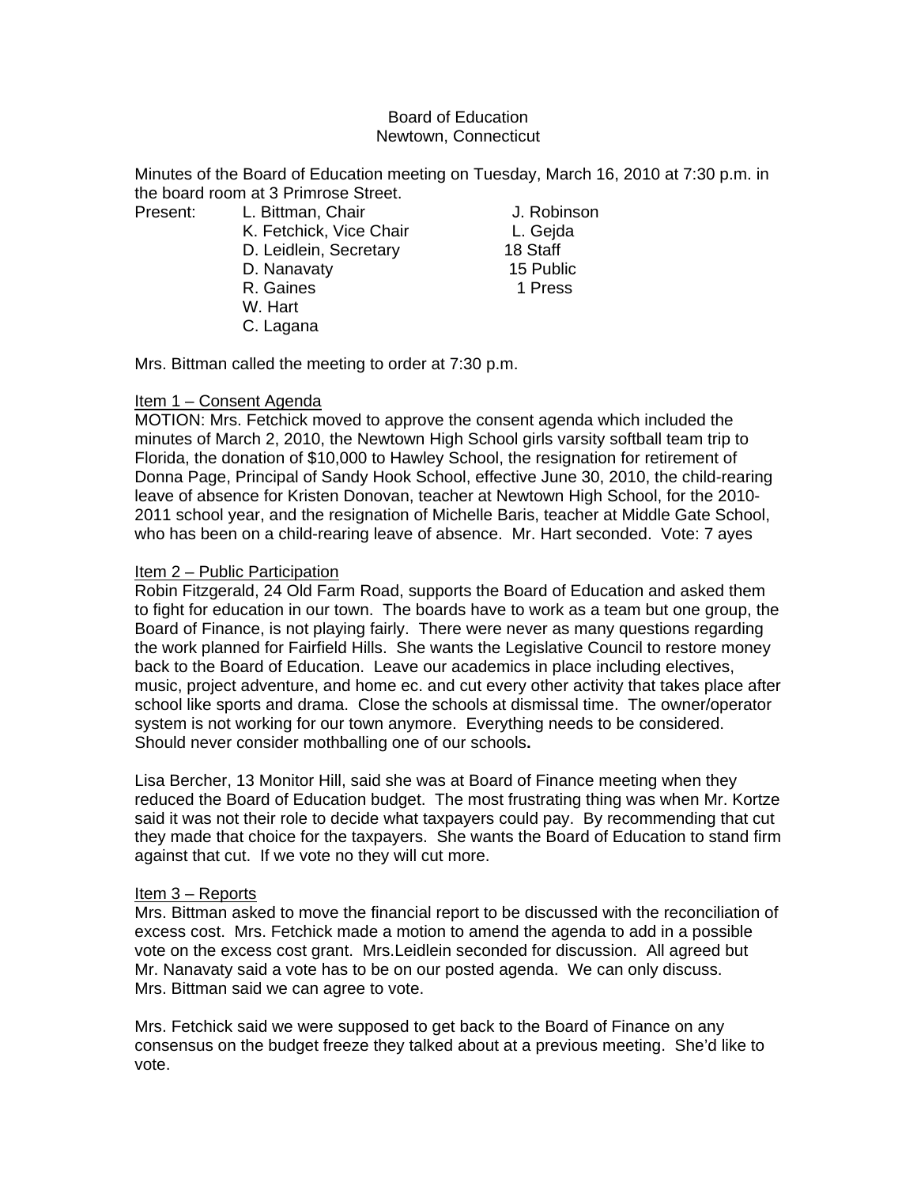Board of Education
Newtown, Connecticut

Minutes of the Board of Education meeting on Tuesday, March 16, 2010 at 7:30 p.m. in the board room at 3 Primrose Street.

| Present: | L. Bittman, Chair | J. Robinson |
|---|---|---|
| | K. Fetchick, Vice Chair | L. Gejda |
| | D. Leidlein, Secretary | 18 Staff |
| | D. Nanavaty | 15 Public |
| | R. Gaines | 1 Press |
| | W. Hart | |
| | C. Lagana | |

Mrs. Bittman called the meeting to order at 7:30 p.m.

Item 1 – Consent Agenda

MOTION: Mrs. Fetchick moved to approve the consent agenda which included the minutes of March 2, 2010, the Newtown High School girls varsity softball team trip to Florida, the donation of $10,000 to Hawley School, the resignation for retirement of Donna Page, Principal of Sandy Hook School, effective June 30, 2010, the child-rearing leave of absence for Kristen Donovan, teacher at Newtown High School, for the 2010-2011 school year, and the resignation of Michelle Baris, teacher at Middle Gate School, who has been on a child-rearing leave of absence. Mr. Hart seconded. Vote: 7 ayes

Item 2 – Public Participation

Robin Fitzgerald, 24 Old Farm Road, supports the Board of Education and asked them to fight for education in our town. The boards have to work as a team but one group, the Board of Finance, is not playing fairly. There were never as many questions regarding the work planned for Fairfield Hills. She wants the Legislative Council to restore money back to the Board of Education. Leave our academics in place including electives, music, project adventure, and home ec. and cut every other activity that takes place after school like sports and drama. Close the schools at dismissal time. The owner/operator system is not working for our town anymore. Everything needs to be considered. Should never consider mothballing one of our schools.

Lisa Bercher, 13 Monitor Hill, said she was at Board of Finance meeting when they reduced the Board of Education budget. The most frustrating thing was when Mr. Kortze said it was not their role to decide what taxpayers could pay. By recommending that cut they made that choice for the taxpayers. She wants the Board of Education to stand firm against that cut. If we vote no they will cut more.

Item 3 – Reports

Mrs. Bittman asked to move the financial report to be discussed with the reconciliation of excess cost. Mrs. Fetchick made a motion to amend the agenda to add in a possible vote on the excess cost grant. Mrs.Leidlein seconded for discussion. All agreed but Mr. Nanavaty said a vote has to be on our posted agenda. We can only discuss. Mrs. Bittman said we can agree to vote.

Mrs. Fetchick said we were supposed to get back to the Board of Finance on any consensus on the budget freeze they talked about at a previous meeting. She'd like to vote.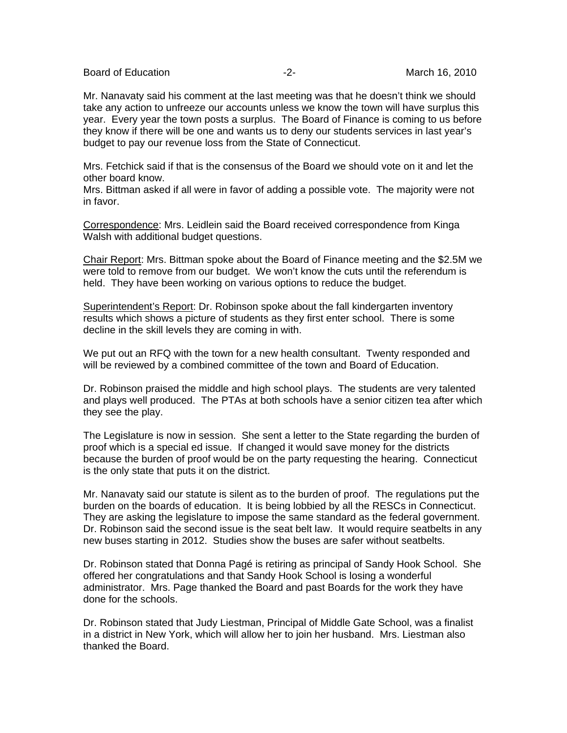Mr. Nanavaty said his comment at the last meeting was that he doesn't think we should take any action to unfreeze our accounts unless we know the town will have surplus this year. Every year the town posts a surplus. The Board of Finance is coming to us before they know if there will be one and wants us to deny our students services in last year's budget to pay our revenue loss from the State of Connecticut.

Mrs. Fetchick said if that is the consensus of the Board we should vote on it and let the other board know.
Mrs. Bittman asked if all were in favor of adding a possible vote. The majority were not in favor.

Correspondence: Mrs. Leidlein said the Board received correspondence from Kinga Walsh with additional budget questions.

Chair Report: Mrs. Bittman spoke about the Board of Finance meeting and the $2.5M we were told to remove from our budget. We won't know the cuts until the referendum is held. They have been working on various options to reduce the budget.

Superintendent's Report: Dr. Robinson spoke about the fall kindergarten inventory results which shows a picture of students as they first enter school. There is some decline in the skill levels they are coming in with.

We put out an RFQ with the town for a new health consultant. Twenty responded and will be reviewed by a combined committee of the town and Board of Education.

Dr. Robinson praised the middle and high school plays. The students are very talented and plays well produced. The PTAs at both schools have a senior citizen tea after which they see the play.

The Legislature is now in session. She sent a letter to the State regarding the burden of proof which is a special ed issue. If changed it would save money for the districts because the burden of proof would be on the party requesting the hearing. Connecticut is the only state that puts it on the district.

Mr. Nanavaty said our statute is silent as to the burden of proof. The regulations put the burden on the boards of education. It is being lobbied by all the RESCs in Connecticut. They are asking the legislature to impose the same standard as the federal government.
Dr. Robinson said the second issue is the seat belt law. It would require seatbelts in any new buses starting in 2012. Studies show the buses are safer without seatbelts.

Dr. Robinson stated that Donna Pagé is retiring as principal of Sandy Hook School. She offered her congratulations and that Sandy Hook School is losing a wonderful administrator. Mrs. Page thanked the Board and past Boards for the work they have done for the schools.

Dr. Robinson stated that Judy Liestman, Principal of Middle Gate School, was a finalist in a district in New York, which will allow her to join her husband. Mrs. Liestman also thanked the Board.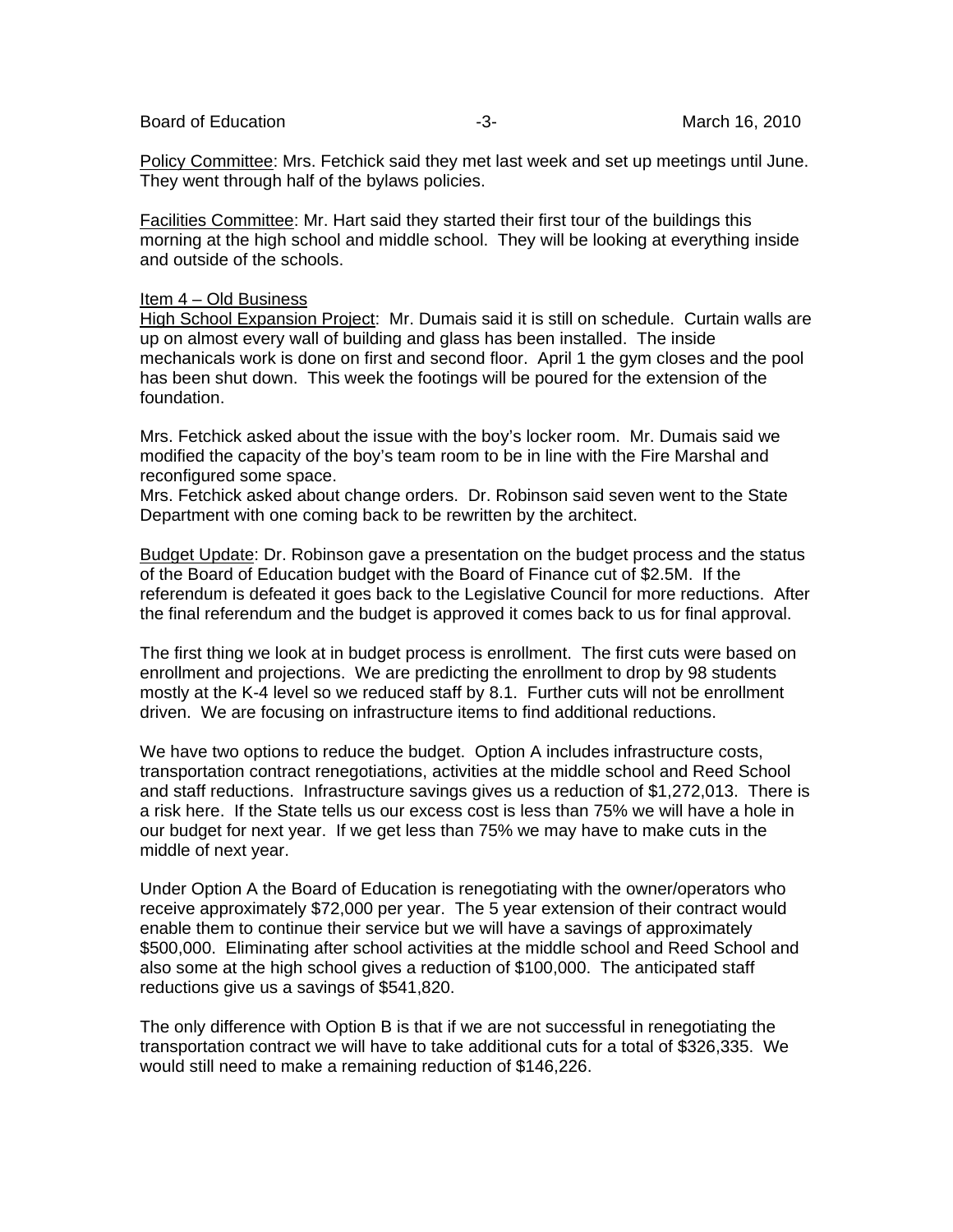Policy Committee: Mrs. Fetchick said they met last week and set up meetings until June. They went through half of the bylaws policies.

Facilities Committee: Mr. Hart said they started their first tour of the buildings this morning at the high school and middle school. They will be looking at everything inside and outside of the schools.

Item 4 – Old Business

High School Expansion Project: Mr. Dumais said it is still on schedule. Curtain walls are up on almost every wall of building and glass has been installed. The inside mechanicals work is done on first and second floor. April 1 the gym closes and the pool has been shut down. This week the footings will be poured for the extension of the foundation.

Mrs. Fetchick asked about the issue with the boy's locker room. Mr. Dumais said we modified the capacity of the boy's team room to be in line with the Fire Marshal and reconfigured some space.

Mrs. Fetchick asked about change orders. Dr. Robinson said seven went to the State Department with one coming back to be rewritten by the architect.

Budget Update: Dr. Robinson gave a presentation on the budget process and the status of the Board of Education budget with the Board of Finance cut of $2.5M. If the referendum is defeated it goes back to the Legislative Council for more reductions. After the final referendum and the budget is approved it comes back to us for final approval.

The first thing we look at in budget process is enrollment. The first cuts were based on enrollment and projections. We are predicting the enrollment to drop by 98 students mostly at the K-4 level so we reduced staff by 8.1. Further cuts will not be enrollment driven. We are focusing on infrastructure items to find additional reductions.

We have two options to reduce the budget. Option A includes infrastructure costs, transportation contract renegotiations, activities at the middle school and Reed School and staff reductions. Infrastructure savings gives us a reduction of $1,272,013. There is a risk here. If the State tells us our excess cost is less than 75% we will have a hole in our budget for next year. If we get less than 75% we may have to make cuts in the middle of next year.

Under Option A the Board of Education is renegotiating with the owner/operators who receive approximately $72,000 per year. The 5 year extension of their contract would enable them to continue their service but we will have a savings of approximately $500,000. Eliminating after school activities at the middle school and Reed School and also some at the high school gives a reduction of $100,000. The anticipated staff reductions give us a savings of $541,820.

The only difference with Option B is that if we are not successful in renegotiating the transportation contract we will have to take additional cuts for a total of $326,335. We would still need to make a remaining reduction of $146,226.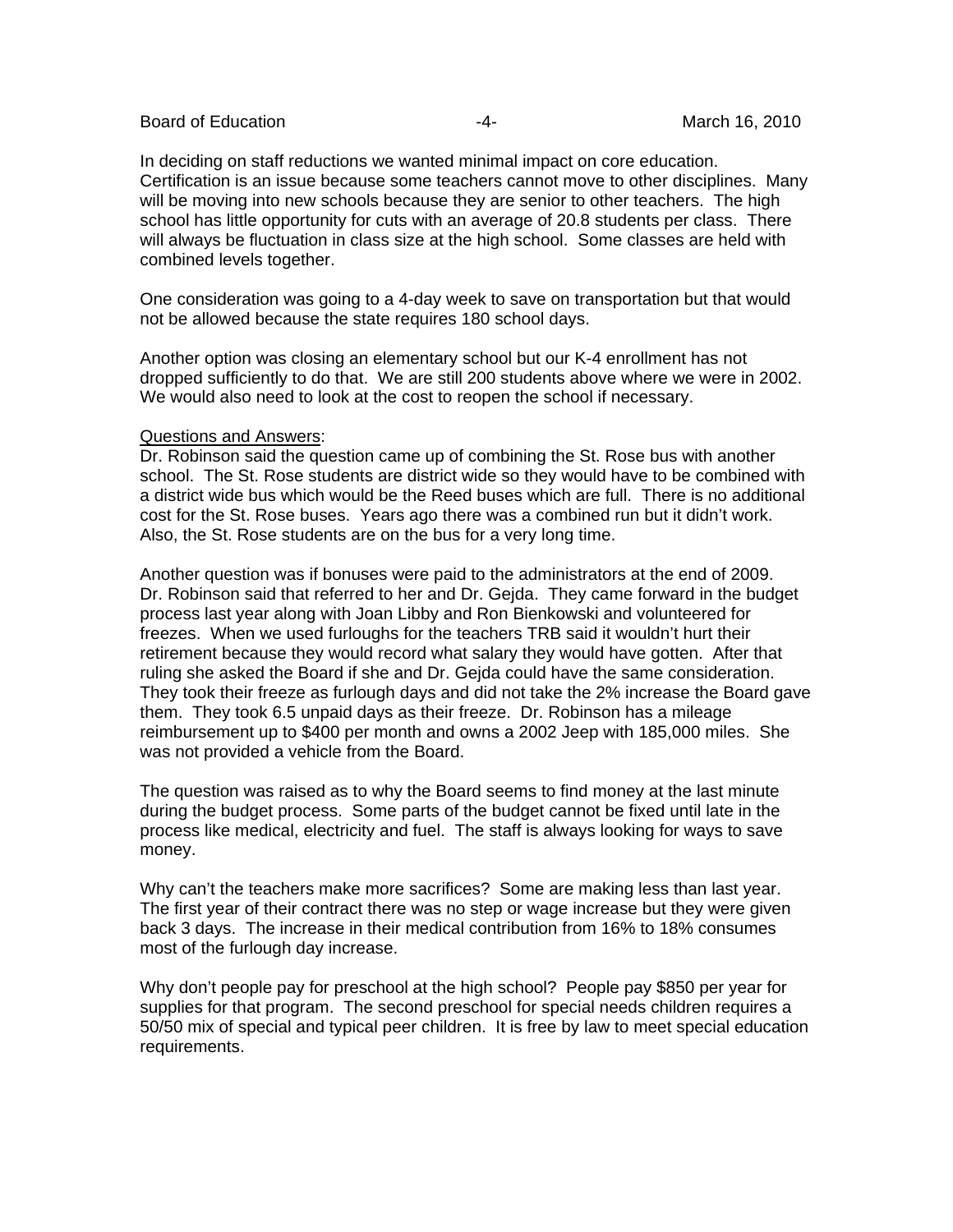In deciding on staff reductions we wanted minimal impact on core education. Certification is an issue because some teachers cannot move to other disciplines. Many will be moving into new schools because they are senior to other teachers. The high school has little opportunity for cuts with an average of 20.8 students per class. There will always be fluctuation in class size at the high school. Some classes are held with combined levels together.

One consideration was going to a 4-day week to save on transportation but that would not be allowed because the state requires 180 school days.

Another option was closing an elementary school but our K-4 enrollment has not dropped sufficiently to do that. We are still 200 students above where we were in 2002. We would also need to look at the cost to reopen the school if necessary.

<u>Questions and Answers</u>:
Dr. Robinson said the question came up of combining the St. Rose bus with another school. The St. Rose students are district wide so they would have to be combined with a district wide bus which would be the Reed buses which are full. There is no additional cost for the St. Rose buses. Years ago there was a combined run but it didn't work. Also, the St. Rose students are on the bus for a very long time.

Another question was if bonuses were paid to the administrators at the end of 2009. Dr. Robinson said that referred to her and Dr. Gejda. They came forward in the budget process last year along with Joan Libby and Ron Bienkowski and volunteered for freezes. When we used furloughs for the teachers TRB said it wouldn't hurt their retirement because they would record what salary they would have gotten. After that ruling she asked the Board if she and Dr. Gejda could have the same consideration. They took their freeze as furlough days and did not take the 2% increase the Board gave them. They took 6.5 unpaid days as their freeze. Dr. Robinson has a mileage reimbursement up to $400 per month and owns a 2002 Jeep with 185,000 miles. She was not provided a vehicle from the Board.

The question was raised as to why the Board seems to find money at the last minute during the budget process. Some parts of the budget cannot be fixed until late in the process like medical, electricity and fuel. The staff is always looking for ways to save money.

Why can't the teachers make more sacrifices? Some are making less than last year. The first year of their contract there was no step or wage increase but they were given back 3 days. The increase in their medical contribution from 16% to 18% consumes most of the furlough day increase.

Why don't people pay for preschool at the high school? People pay $850 per year for supplies for that program. The second preschool for special needs children requires a 50/50 mix of special and typical peer children. It is free by law to meet special education requirements.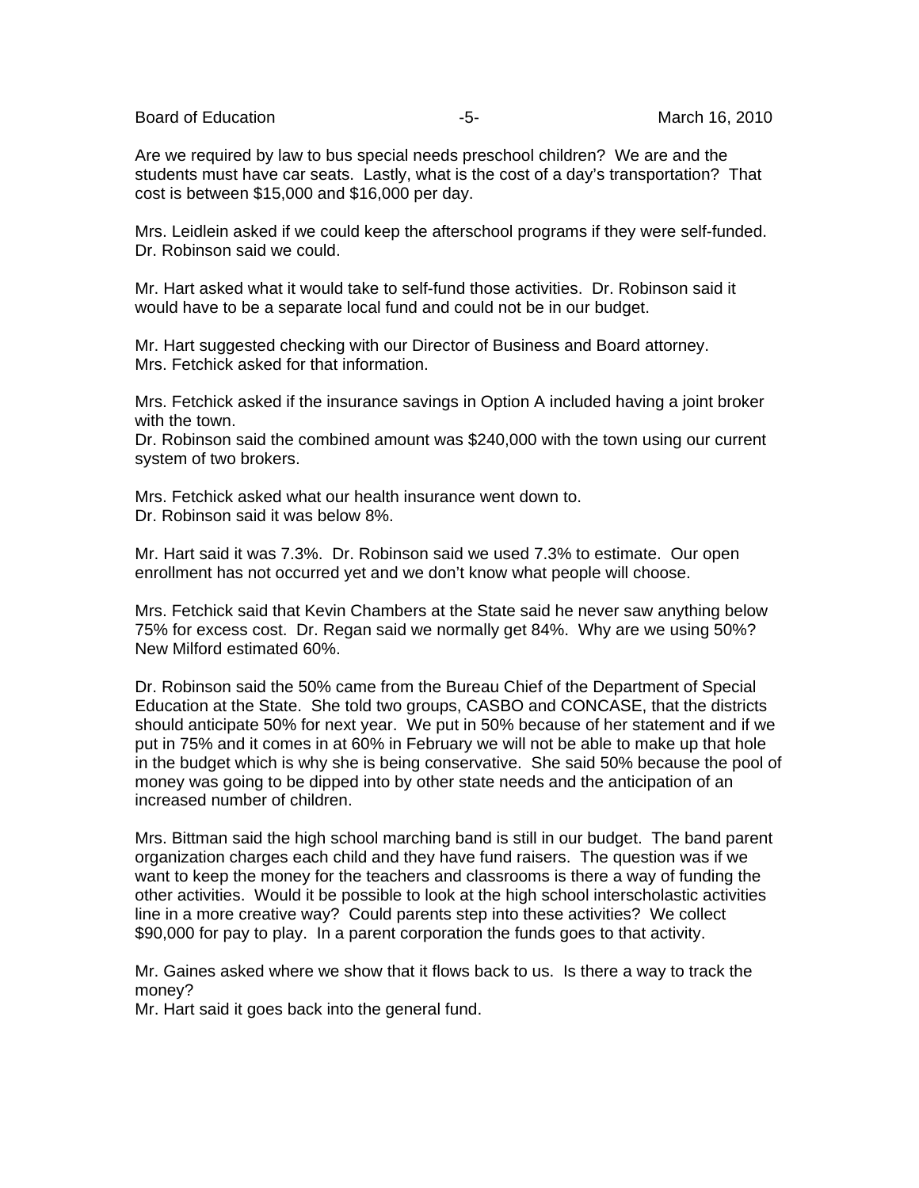Are we required by law to bus special needs preschool children? We are and the students must have car seats. Lastly, what is the cost of a day's transportation? That cost is between $15,000 and $16,000 per day.

Mrs. Leidlein asked if we could keep the afterschool programs if they were self-funded. Dr. Robinson said we could.

Mr. Hart asked what it would take to self-fund those activities. Dr. Robinson said it would have to be a separate local fund and could not be in our budget.

Mr. Hart suggested checking with our Director of Business and Board attorney. Mrs. Fetchick asked for that information.

Mrs. Fetchick asked if the insurance savings in Option A included having a joint broker with the town.
Dr. Robinson said the combined amount was $240,000 with the town using our current system of two brokers.

Mrs. Fetchick asked what our health insurance went down to.
Dr. Robinson said it was below 8%.

Mr. Hart said it was 7.3%. Dr. Robinson said we used 7.3% to estimate. Our open enrollment has not occurred yet and we don't know what people will choose.

Mrs. Fetchick said that Kevin Chambers at the State said he never saw anything below 75% for excess cost. Dr. Regan said we normally get 84%. Why are we using 50%? New Milford estimated 60%.

Dr. Robinson said the 50% came from the Bureau Chief of the Department of Special Education at the State. She told two groups, CASBO and CONCASE, that the districts should anticipate 50% for next year. We put in 50% because of her statement and if we put in 75% and it comes in at 60% in February we will not be able to make up that hole in the budget which is why she is being conservative. She said 50% because the pool of money was going to be dipped into by other state needs and the anticipation of an increased number of children.

Mrs. Bittman said the high school marching band is still in our budget. The band parent organization charges each child and they have fund raisers. The question was if we want to keep the money for the teachers and classrooms is there a way of funding the other activities. Would it be possible to look at the high school interscholastic activities line in a more creative way? Could parents step into these activities? We collect $90,000 for pay to play. In a parent corporation the funds goes to that activity.

Mr. Gaines asked where we show that it flows back to us. Is there a way to track the money?
Mr. Hart said it goes back into the general fund.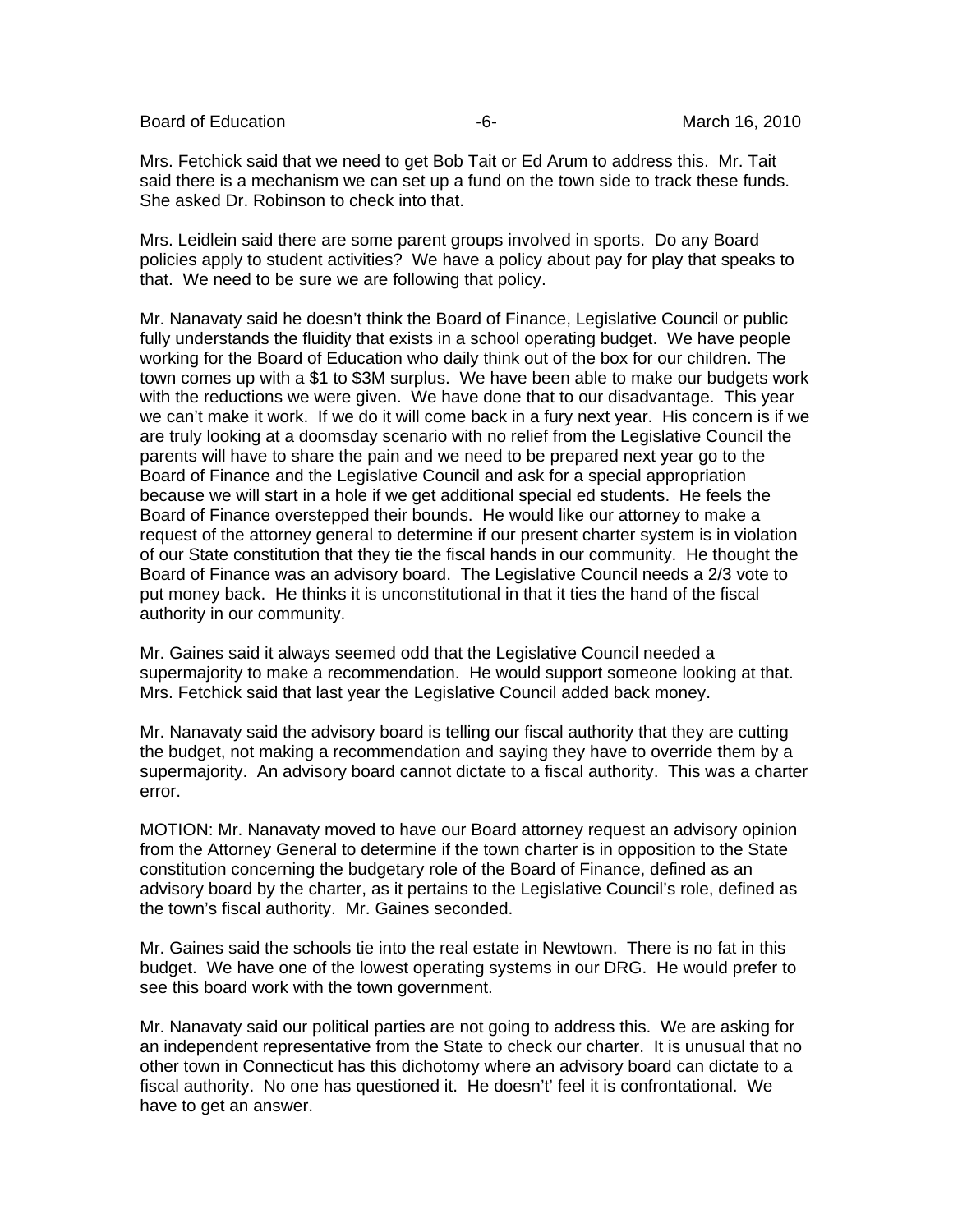Mrs. Fetchick said that we need to get Bob Tait or Ed Arum to address this. Mr. Tait said there is a mechanism we can set up a fund on the town side to track these funds. She asked Dr. Robinson to check into that.

Mrs. Leidlein said there are some parent groups involved in sports. Do any Board policies apply to student activities? We have a policy about pay for play that speaks to that. We need to be sure we are following that policy.

Mr. Nanavaty said he doesn't think the Board of Finance, Legislative Council or public fully understands the fluidity that exists in a school operating budget. We have people working for the Board of Education who daily think out of the box for our children. The town comes up with a $1 to $3M surplus. We have been able to make our budgets work with the reductions we were given. We have done that to our disadvantage. This year we can't make it work. If we do it will come back in a fury next year. His concern is if we are truly looking at a doomsday scenario with no relief from the Legislative Council the parents will have to share the pain and we need to be prepared next year go to the Board of Finance and the Legislative Council and ask for a special appropriation because we will start in a hole if we get additional special ed students. He feels the Board of Finance overstepped their bounds. He would like our attorney to make a request of the attorney general to determine if our present charter system is in violation of our State constitution that they tie the fiscal hands in our community. He thought the Board of Finance was an advisory board. The Legislative Council needs a 2/3 vote to put money back. He thinks it is unconstitutional in that it ties the hand of the fiscal authority in our community.

Mr. Gaines said it always seemed odd that the Legislative Council needed a supermajority to make a recommendation. He would support someone looking at that. Mrs. Fetchick said that last year the Legislative Council added back money.

Mr. Nanavaty said the advisory board is telling our fiscal authority that they are cutting the budget, not making a recommendation and saying they have to override them by a supermajority. An advisory board cannot dictate to a fiscal authority. This was a charter error.

MOTION: Mr. Nanavaty moved to have our Board attorney request an advisory opinion from the Attorney General to determine if the town charter is in opposition to the State constitution concerning the budgetary role of the Board of Finance, defined as an advisory board by the charter, as it pertains to the Legislative Council's role, defined as the town's fiscal authority. Mr. Gaines seconded.

Mr. Gaines said the schools tie into the real estate in Newtown. There is no fat in this budget. We have one of the lowest operating systems in our DRG. He would prefer to see this board work with the town government.

Mr. Nanavaty said our political parties are not going to address this. We are asking for an independent representative from the State to check our charter. It is unusual that no other town in Connecticut has this dichotomy where an advisory board can dictate to a fiscal authority. No one has questioned it. He doesn't' feel it is confrontational. We have to get an answer.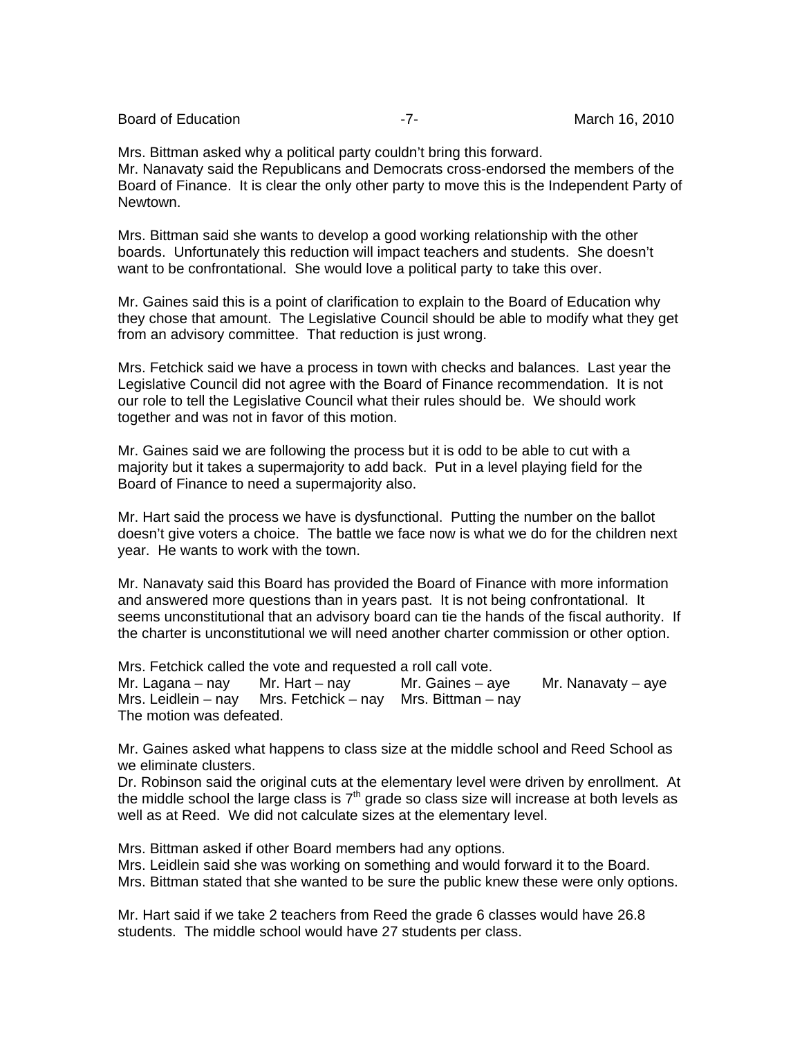Mrs. Bittman asked why a political party couldn't bring this forward.
Mr. Nanavaty said the Republicans and Democrats cross-endorsed the members of the Board of Finance. It is clear the only other party to move this is the Independent Party of Newtown.

Mrs. Bittman said she wants to develop a good working relationship with the other boards. Unfortunately this reduction will impact teachers and students. She doesn't want to be confrontational. She would love a political party to take this over.

Mr. Gaines said this is a point of clarification to explain to the Board of Education why they chose that amount. The Legislative Council should be able to modify what they get from an advisory committee. That reduction is just wrong.

Mrs. Fetchick said we have a process in town with checks and balances. Last year the Legislative Council did not agree with the Board of Finance recommendation. It is not our role to tell the Legislative Council what their rules should be. We should work together and was not in favor of this motion.

Mr. Gaines said we are following the process but it is odd to be able to cut with a majority but it takes a supermajority to add back. Put in a level playing field for the Board of Finance to need a supermajority also.

Mr. Hart said the process we have is dysfunctional. Putting the number on the ballot doesn't give voters a choice. The battle we face now is what we do for the children next year. He wants to work with the town.

Mr. Nanavaty said this Board has provided the Board of Finance with more information and answered more questions than in years past. It is not being confrontational. It seems unconstitutional that an advisory board can tie the hands of the fiscal authority. If the charter is unconstitutional we will need another charter commission or other option.

Mrs. Fetchick called the vote and requested a roll call vote.
Mr. Lagana – nay Mr. Hart – nay Mr. Gaines – aye Mr. Nanavaty – aye
Mrs. Leidlein – nay Mrs. Fetchick – nay Mrs. Bittman – nay
The motion was defeated.

Mr. Gaines asked what happens to class size at the middle school and Reed School as we eliminate clusters.
Dr. Robinson said the original cuts at the elementary level were driven by enrollment. At the middle school the large class is 7th grade so class size will increase at both levels as well as at Reed. We did not calculate sizes at the elementary level.

Mrs. Bittman asked if other Board members had any options.
Mrs. Leidlein said she was working on something and would forward it to the Board.
Mrs. Bittman stated that she wanted to be sure the public knew these were only options.

Mr. Hart said if we take 2 teachers from Reed the grade 6 classes would have 26.8 students. The middle school would have 27 students per class.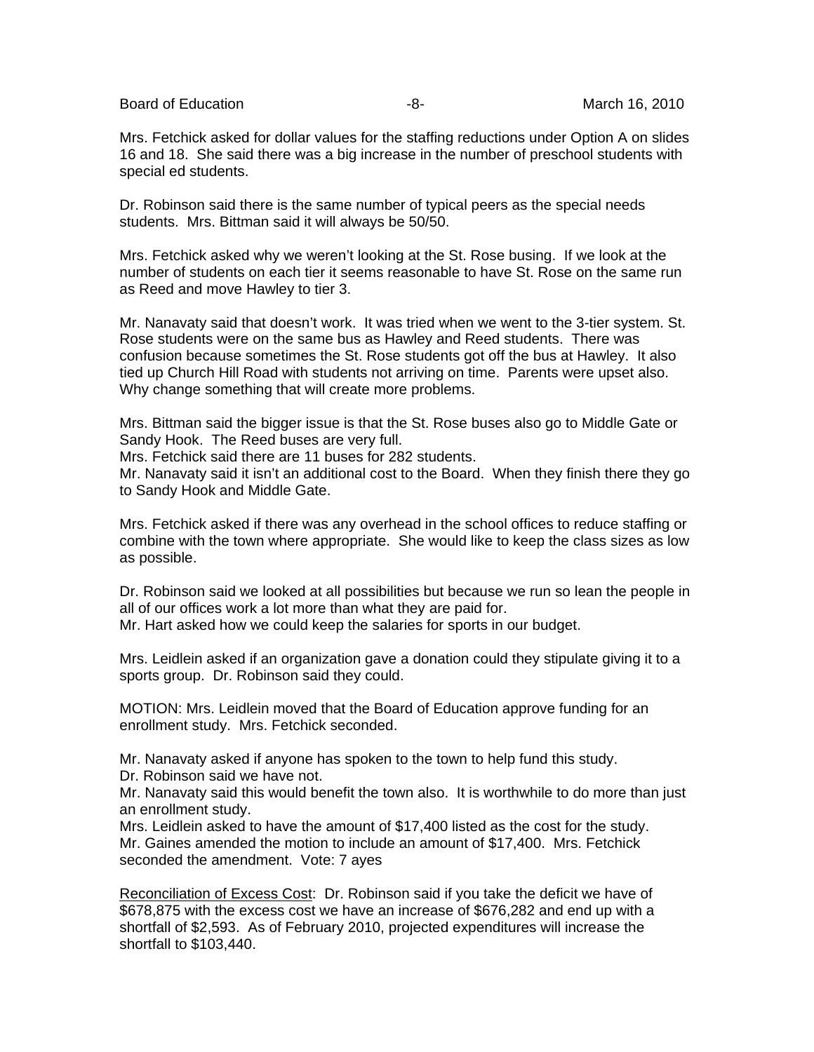Mrs. Fetchick asked for dollar values for the staffing reductions under Option A on slides 16 and 18. She said there was a big increase in the number of preschool students with special ed students.

Dr. Robinson said there is the same number of typical peers as the special needs students. Mrs. Bittman said it will always be 50/50.

Mrs. Fetchick asked why we weren't looking at the St. Rose busing. If we look at the number of students on each tier it seems reasonable to have St. Rose on the same run as Reed and move Hawley to tier 3.

Mr. Nanavaty said that doesn't work. It was tried when we went to the 3-tier system. St. Rose students were on the same bus as Hawley and Reed students. There was confusion because sometimes the St. Rose students got off the bus at Hawley. It also tied up Church Hill Road with students not arriving on time. Parents were upset also. Why change something that will create more problems.

Mrs. Bittman said the bigger issue is that the St. Rose buses also go to Middle Gate or Sandy Hook. The Reed buses are very full.
Mrs. Fetchick said there are 11 buses for 282 students.
Mr. Nanavaty said it isn't an additional cost to the Board. When they finish there they go to Sandy Hook and Middle Gate.

Mrs. Fetchick asked if there was any overhead in the school offices to reduce staffing or combine with the town where appropriate. She would like to keep the class sizes as low as possible.

Dr. Robinson said we looked at all possibilities but because we run so lean the people in all of our offices work a lot more than what they are paid for.
Mr. Hart asked how we could keep the salaries for sports in our budget.

Mrs. Leidlein asked if an organization gave a donation could they stipulate giving it to a sports group. Dr. Robinson said they could.

MOTION: Mrs. Leidlein moved that the Board of Education approve funding for an enrollment study. Mrs. Fetchick seconded.

Mr. Nanavaty asked if anyone has spoken to the town to help fund this study.
Dr. Robinson said we have not.
Mr. Nanavaty said this would benefit the town also. It is worthwhile to do more than just an enrollment study.
Mrs. Leidlein asked to have the amount of $17,400 listed as the cost for the study.
Mr. Gaines amended the motion to include an amount of $17,400. Mrs. Fetchick seconded the amendment. Vote: 7 ayes

Reconciliation of Excess Cost: Dr. Robinson said if you take the deficit we have of $678,875 with the excess cost we have an increase of $676,282 and end up with a shortfall of $2,593. As of February 2010, projected expenditures will increase the shortfall to $103,440.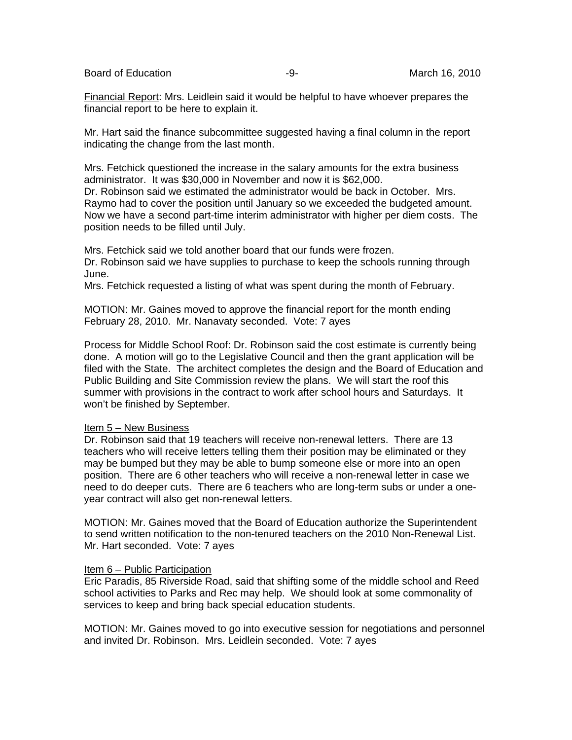<u>Financial Report</u>: Mrs. Leidlein said it would be helpful to have whoever prepares the financial report to be here to explain it.

Mr. Hart said the finance subcommittee suggested having a final column in the report indicating the change from the last month.

Mrs. Fetchick questioned the increase in the salary amounts for the extra business administrator. It was $30,000 in November and now it is $62,000.
Dr. Robinson said we estimated the administrator would be back in October. Mrs. Raymo had to cover the position until January so we exceeded the budgeted amount. Now we have a second part-time interim administrator with higher per diem costs. The position needs to be filled until July.

Mrs. Fetchick said we told another board that our funds were frozen.
Dr. Robinson said we have supplies to purchase to keep the schools running through June.
Mrs. Fetchick requested a listing of what was spent during the month of February.

MOTION: Mr. Gaines moved to approve the financial report for the month ending February 28, 2010. Mr. Nanavaty seconded. Vote: 7 ayes

<u>Process for Middle School Roof</u>: Dr. Robinson said the cost estimate is currently being done. A motion will go to the Legislative Council and then the grant application will be filed with the State. The architect completes the design and the Board of Education and Public Building and Site Commission review the plans. We will start the roof this summer with provisions in the contract to work after school hours and Saturdays. It won't be finished by September.

<u>Item 5 – New Business</u>
Dr. Robinson said that 19 teachers will receive non-renewal letters. There are 13 teachers who will receive letters telling them their position may be eliminated or they may be bumped but they may be able to bump someone else or more into an open position. There are 6 other teachers who will receive a non-renewal letter in case we need to do deeper cuts. There are 6 teachers who are long-term subs or under a one-year contract will also get non-renewal letters.

MOTION: Mr. Gaines moved that the Board of Education authorize the Superintendent to send written notification to the non-tenured teachers on the 2010 Non-Renewal List. Mr. Hart seconded. Vote: 7 ayes

<u>Item 6 – Public Participation</u>
Eric Paradis, 85 Riverside Road, said that shifting some of the middle school and Reed school activities to Parks and Rec may help. We should look at some commonality of services to keep and bring back special education students.

MOTION: Mr. Gaines moved to go into executive session for negotiations and personnel and invited Dr. Robinson. Mrs. Leidlein seconded. Vote: 7 ayes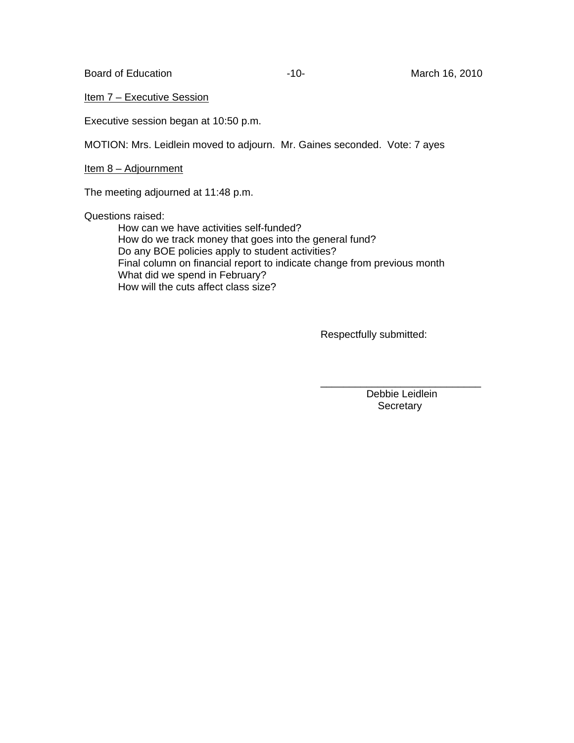Item 7 – Executive Session

Executive session began at 10:50 p.m.

MOTION: Mrs. Leidlein moved to adjourn. Mr. Gaines seconded. Vote: 7 ayes

Item 8 – Adjournment

The meeting adjourned at 11:48 p.m.

Questions raised:

- How can we have activities self-funded?
- How do we track money that goes into the general fund?
- Do any BOE policies apply to student activities?
- Final column on financial report to indicate change from previous month
- What did we spend in February?
- How will the cuts affect class size?

Respectfully submitted:

\_\_\_\_\_\_\_\_\_\_\_\_\_\_\_\_\_\_\_\_\_\_\_\_\_\_\_\_

Debbie Leidlein
Secretary